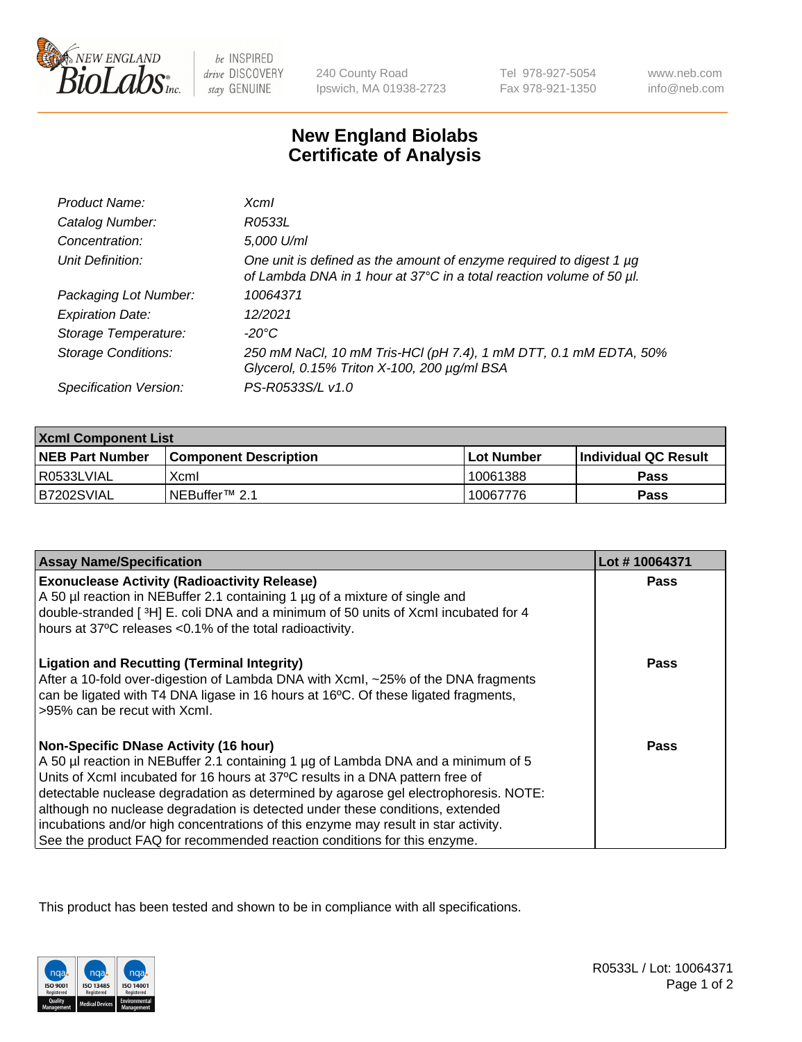New England BioLabs Inc. — be INSPIRED drive DISCOVERY stay GENUINE

240 County Road
Ipswich, MA 01938-2723

Tel 978-927-5054
Fax 978-921-1350

www.neb.com
info@neb.com

# New England Biolabs Certificate of Analysis

| | |
|---|---|
| *Product Name:* | *XcmI* |
| *Catalog Number:* | *R0533L* |
| *Concentration:* | *5,000 U/ml* |
| *Unit Definition:* | *One unit is defined as the amount of enzyme required to digest 1 µg of Lambda DNA in 1 hour at 37°C in a total reaction volume of 50 µl.* |
| *Packaging Lot Number:* | *10064371* |
| *Expiration Date:* | *12/2021* |
| *Storage Temperature:* | *-20°C* |
| *Storage Conditions:* | *250 mM NaCl, 10 mM Tris-HCl (pH 7.4), 1 mM DTT, 0.1 mM EDTA, 50% Glycerol, 0.15% Triton X-100, 200 µg/ml BSA* |
| *Specification Version:* | *PS-R0533S/L v1.0* |

| **XcmI Component List** | | | |
|---|---|---|---|
| **NEB Part Number** | **Component Description** | **Lot Number** | **Individual QC Result** |
| R0533LVIAL | XcmI | 10061388 | **Pass** |
| B7202SVIAL | NEBuffer™ 2.1 | 10067776 | **Pass** |

| **Assay Name/Specification** | **Lot # 10064371** |
|---|---|
| **Exonuclease Activity (Radioactivity Release)**<br>A 50 µl reaction in NEBuffer 2.1 containing 1 µg of a mixture of single and double-stranded [ $^3$H] E. coli DNA and a minimum of 50 units of XcmI incubated for 4 hours at 37ºC releases <0.1% of the total radioactivity. | **Pass** |
| **Ligation and Recutting (Terminal Integrity)**<br>After a 10-fold over-digestion of Lambda DNA with XcmI, ~25% of the DNA fragments can be ligated with T4 DNA ligase in 16 hours at 16ºC. Of these ligated fragments, >95% can be recut with XcmI. | **Pass** |
| **Non-Specific DNase Activity (16 hour)**<br>A 50 µl reaction in NEBuffer 2.1 containing 1 µg of Lambda DNA and a minimum of 5 Units of XcmI incubated for 16 hours at 37ºC results in a DNA pattern free of detectable nuclease degradation as determined by agarose gel electrophoresis. NOTE: although no nuclease degradation is detected under these conditions, extended incubations and/or high concentrations of this enzyme may result in star activity. See the product FAQ for recommended reaction conditions for this enzyme. | **Pass** |

This product has been tested and shown to be in compliance with all specifications.

R0533L / Lot: 10064371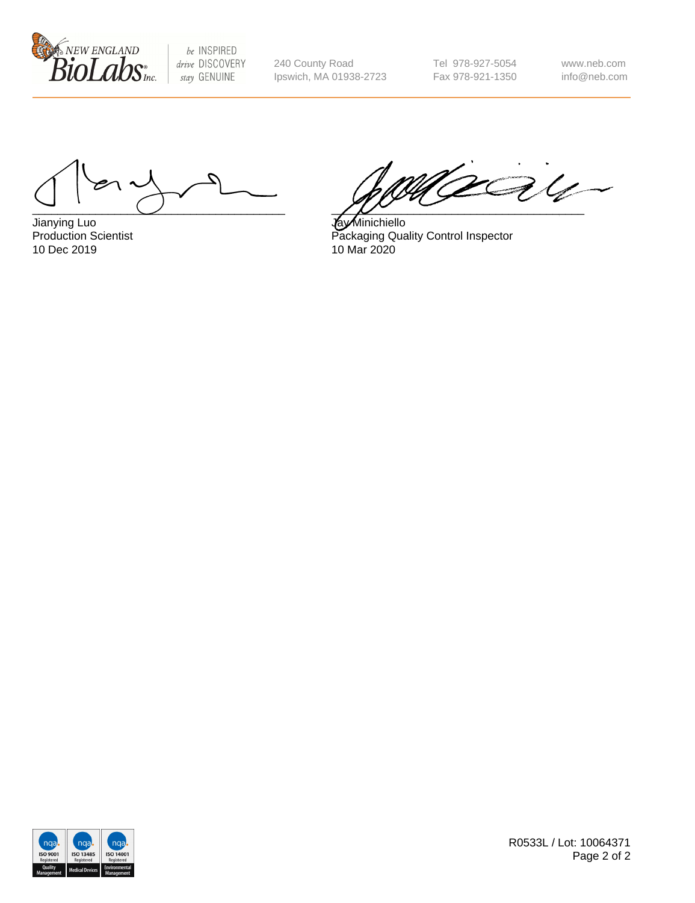Jianying Luo
Production Scientist
10 Dec 2019

Jay Minichiello
Packaging Quality Control Inspector
10 Mar 2020